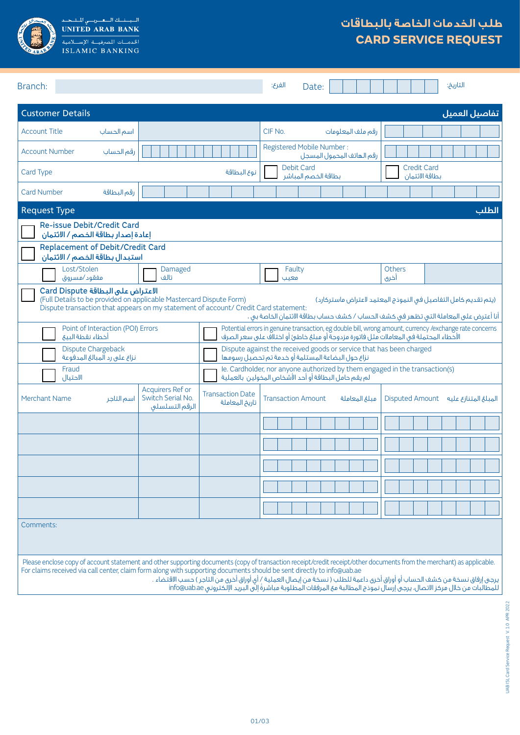الـبـنـك الـعـربـي الـمـتـحـد
UNITED ARAB BANK
الخدمـات المصرفيـة الإسـلامية
ISLAMIC BANKING

# طلب الخدمات الخاصة بالبطاقات
# CARD SERVICE REQUEST

Branch: الفرع: | Date: التاريخ:

## Customer Details تفاصيل العميل

| | | | |
|---|---|---|---|
| Account Title اسم الحساب | | CIF No. رقم ملف المعلومات | |
| Account Number رقم الحساب | | Registered Mobile Number : رقم الهاتف المحمول المسجل | |
| Card Type نوع البطاقة | | ☐ Debit Card بطاقة الخصم المباشر | ☐ Credit Card بطاقة الائتمان |
| Card Number رقم البطاقة | | | |

## Request Type الطلب

☐ **Re-issue Debit/Credit Card**
**إعادة إصدار بطاقة الخصم / الائتمان**

☐ **Replacement of Debit/Credit Card**
**استبدال بطاقة الخصم / الائتمان**

| | | | |
|---|---|---|---|
| ☐ Lost/Stolen مفقود/مسروق | ☐ Damaged تالف | ☐ Faulty معيب | Others أخرى |

☐ **Card Dispute الاعتراض على البطاقة**
(Full Details to be provided on applicable Mastercard Dispute Form) (يتم تقديم كامل التفاصيل في النموذج المعتمد لاعتراض ماستركارد)
Dispute transaction that appears on my statement of account/ Credit Card statement:
أنا أعترض على المعاملة التي تظهر في كشف الحساب / كشف حساب بطاقة الائتمان الخاصة بي .

| | |
|---|---|
| ☐ Point of Interaction (POI) Errors أخطاء نقطة البيع | ☐ Potential errors in genuine transaction, eg double bill, wrong amount, currency /exchange rate concerns الأخطاء المحتملة في المعاملات مثل فاتورة مزدوجة أو مبلغ خاطئ أو اختلاف على سعر الصرف |
| ☐ Dispute Chargeback نزاع على رد المبالغ المدفوعة | ☐ Dispute against the received goods or service that has been charged نزاع حول البضاعة المستلمة أو خدمة تم تحصيل رسومها |
| ☐ Fraud الاحتيال | ☐ Ie. Cardholder, nor anyone authorized by them engaged in the transaction(s) لم يقم حامل البطاقة أو أحد الأشخاص المخولين بالعملية |

| Merchant Name اسم التاجر | Acquirers Ref or Switch Serial No. الرقم التسلسلي | Transaction Date تاريخ المعاملة | Transaction Amount مبلغ المعاملة | Disputed Amount المبلغ المتنازع عليه |
|---|---|---|---|---|
| | | | | |
| | | | | |
| | | | | |
| | | | | |
| | | | | |

Comments:

Please enclose copy of account statement and other supporting documents (copy of transaction receipt/credit receipt/other documents from the merchant) as applicable.
For claims received via call center, claim form along with supporting documents should be sent directly to info@uab.ae
يرجى إرفاق نسخة من كشف الحساب أو أوراق أخرى داعمة للطلب ( نسخة من إيصال العملية / أو أوراق أخرى من التاجر ) حسب الاقتضاء .
للمطالبات من خلال مركز الاتصال، يرجى إرسال نموذج المطالبة مع المرفقات المطلوبة مباشرة إلى البريد الإلكتروني info@uab.ae

UAB ISL Card Service Request V 1.0 APR 2022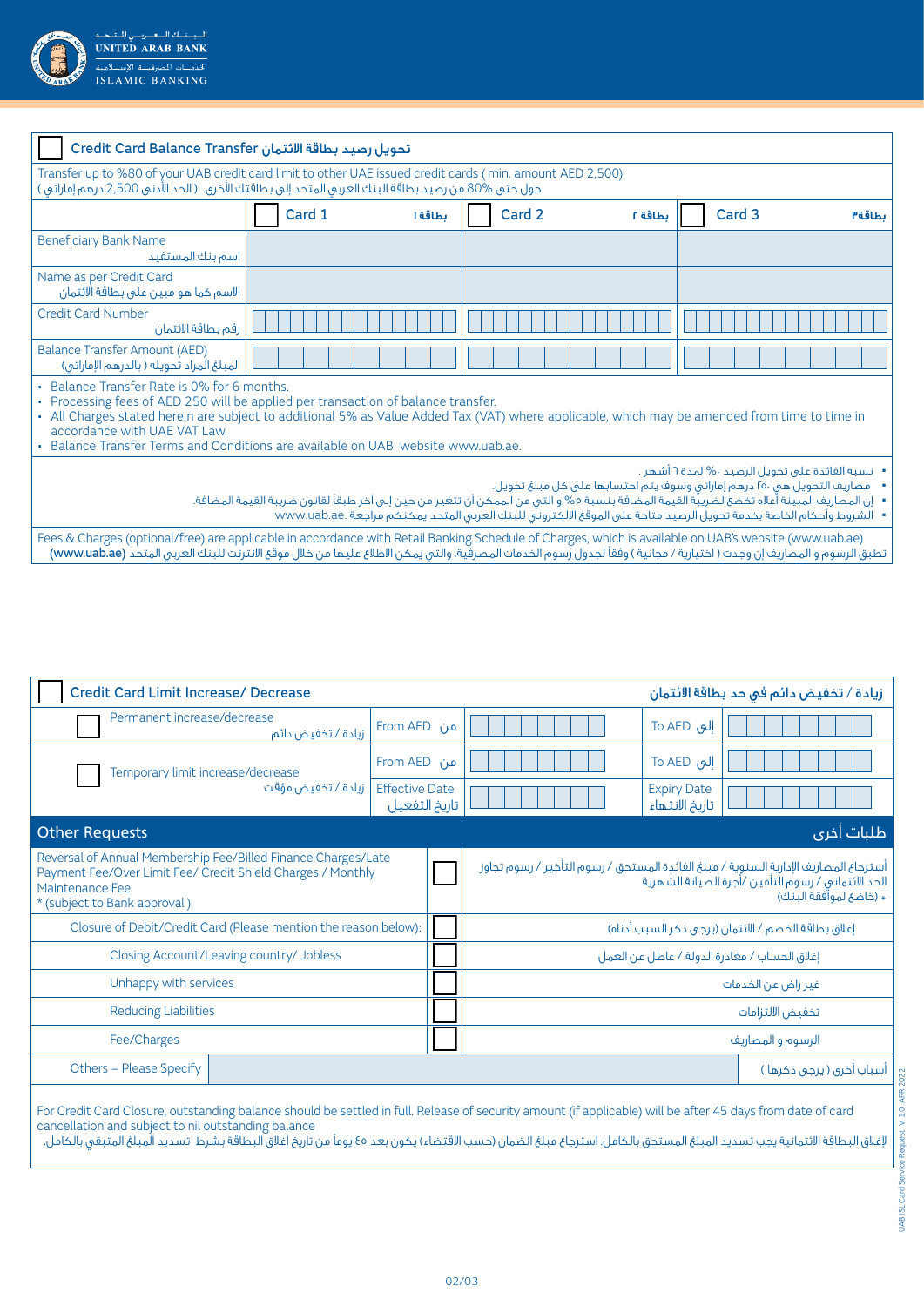## ☐ Credit Card Balance Transfer تحويل رصيد بطاقة الائتمان

Transfer up to %80 of your UAB credit card limit to other UAE issued credit cards ( min. amount AED 2,500)
حول حتى 80% من رصيد بطاقة البنك العربي المتحد إلى بطاقاتك الأخرى. ( الحد الأدنى 2,500 درهم إماراتي )

| | ☐ Card 1 بطاقة ١ | ☐ Card 2 بطاقة ٢ | ☐ Card 3 بطاقة٣ |
|---|---|---|---|
| Beneficiary Bank Name اسم بنك المستفيد | | | |
| Name as per Credit Card الاسم كما هو مبين على بطاقة الائتمان | | | |
| Credit Card Number رقم بطاقة الائتمان | | | |
| Balance Transfer Amount (AED) المبلغ المراد تحويله ( بالدرهم الإماراتي) | | | |

- Balance Transfer Rate is 0% for 6 months.
- Processing fees of AED 250 will be applied per transaction of balance transfer.
- All Charges stated herein are subject to additional 5% as Value Added Tax (VAT) where applicable, which may be amended from time to time in accordance with UAE VAT Law.
- Balance Transfer Terms and Conditions are available on UAB website www.uab.ae.

- نسبه الفائدة على تحويل الرصيد ٠% لمدة ٦ أشهر .
- مصاريف التحويل هي ٢٥٠ درهم إماراتي وسوف يتم احتسابها على كل مبلغ تحويل.
- إن المصاريف المبينة أعلاه تخضع لضريبة القيمة المضافة بنسبة ٥% و التي من الممكن أن تتغير من حين إلى آخر طبقاً لقانون ضريبة القيمة المضافة.
- الشروط وأحكام الخاصة بخدمة تحويل الرصيد متاحة على الموقع الالكتروني للبنك العربي المتحد يمكنكم مراجعة www.uab.ae.

Fees & Charges (optional/free) are applicable in accordance with Retail Banking Schedule of Charges, which is available on UAB's website (www.uab.ae)
تطبق الرسوم و المصاريف إن وجدت ( اختيارية / مجانية ) وفقاً لجدول رسوم الخدمات المصرفية، والتي يمكن الاطلاع عليها من خلال موقع الانترنت للبنك العربي المتحد **(www.uab.ae)**

## ☐ Credit Card Limit Increase/ Decrease زيادة / تخفيض دائم في حد بطاقة الائتمان

| | | | | |
|---|---|---|---|---|
| ☐ Permanent increase/decrease زيادة / تخفيض دائم | From AED من | | To AED إلى | |
| ☐ Temporary limit increase/decrease زيادة / تخفيض مؤقت | From AED من | | To AED إلى | |
| | Effective Date تاريخ التفعيل | | Expiry Date تاريخ الانتهاء | |

## Other Requests طلبات أخرى

| | | |
|---|---|---|
| Reversal of Annual Membership Fee/Billed Finance Charges/Late Payment Fee/Over Limit Fee/ Credit Shield Charges / Monthly Maintenance Fee<br>* (subject to Bank approval ) | ☐ | أسترجاع المصاريف الإدارية السنوية / مبلغ الفائدة المستحق / رسوم التأخير / رسوم تجاوز الحد الائتماني / رسوم التأمين /أجرة الصيانة الشهرية<br>* (خاضع لموافقة البنك) |
| Closure of Debit/Credit Card (Please mention the reason below): | ☐ | إغلاق بطاقة الخصم / الائتمان (يرجى ذكر السبب أدناه) |
| Closing Account/Leaving country/ Jobless | ☐ | إغلاق الحساب / مغادرة الدولة / عاطل عن العمل |
| Unhappy with services | ☐ | غير راض عن الخدمات |
| Reducing Liabilities | ☐ | تخفيض الالتزامات |
| Fee/Charges | ☐ | الرسوم و المصاريف |
| Others – Please Specify | | أسباب أخرى ( يرجى ذكرها ) |

For Credit Card Closure, outstanding balance should be settled in full. Release of security amount (if applicable) will be after 45 days from date of card cancellation and subject to nil outstanding balance
لإغلاق البطاقة الائتمانية يجب تسديد المبلغ المستحق بالكامل. استرجاع مبلغ الضمان (حسب الاقتضاء) يكون بعد ٤٥ يوماً من تاريخ إغلاق البطاقة بشرط تسديد المبلغ المتبقي بالكامل.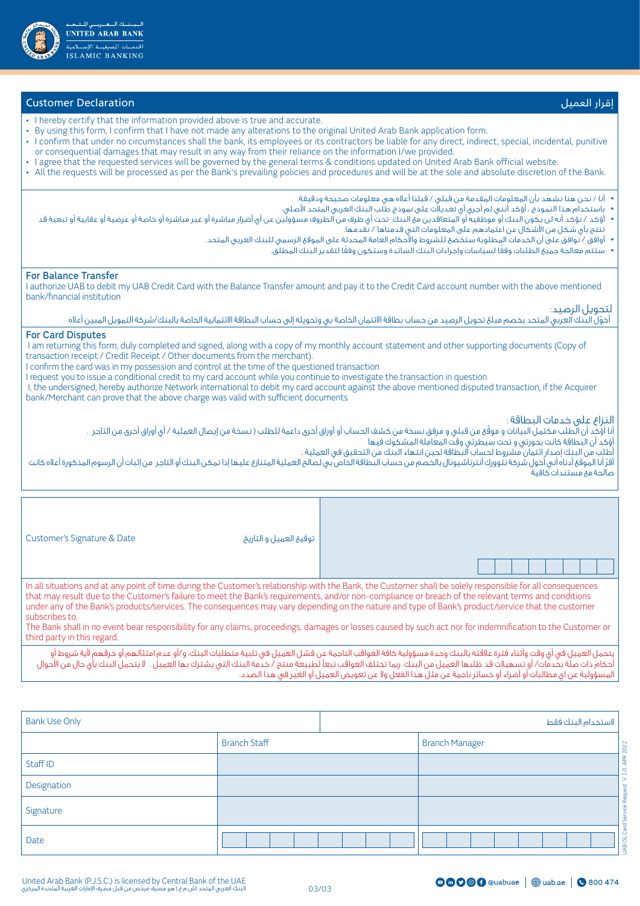## Customer Declaration | إقرار العميل

- I hereby certify that the information provided above is true and accurate.
- By using this form, I confirm that I have not made any alterations to the original United Arab Bank application form.
- I confirm that under no circumstances shall the bank, its employees or its contractors be liable for any direct, indirect, special, incidental, punitive or consequential damages that may result in any way from their reliance on the information I/we provided.
- I agree that the requested services will be governed by the general terms & conditions updated on United Arab Bank official website.
- All the requests will be processed as per the Bank's prevailing policies and procedures and will be at the sole and absolute discretion of the Bank.

- أنا / نحن هنا نشهد بأن المعلومات المقدمة من قبلي / قبلنا أعلاه هي معلومات صحيحة ودقيقة.
- باستخدام هذا النموذج ، أؤكد أنني لم أجري أي تعديلات على نموذج طلب البنك العربي المتحد الأصلي.
- أؤكد / نؤكد أنه لن يكون البنك أو موظفيه أو المتعاقدين مع البنك تحت أي ظرف من الظروف مسؤولين عن أي أضرار مباشرة أو غير مباشرة أو خاصة أو عرضية أو عقابية أو تبعية قد تنتج بأي شكل من الأشكال عن اعتمادهم على المعلومات التي قدمناها / نقدمها.
- أوافق / نوافق على أن الخدمات المطلوبة ستخضع للشروط والأحكام العامة المحدثة على الموقع الرسمي للبنك العربي المتحد.
- ستتم معالجة جميع الطلبات وفقًا لسياسات وإجراءات البنك السائدة وستكون وفقًا لتقدير البنك المطلق.

### For Balance Transfer

I authorize UAB to debit my UAB Credit Card with the Balance Transfer amount and pay it to the Credit Card account number with the above mentioned bank/financial institution

### لتحويل الرصيد:

أخوّل البنك العربي المتحد بخصم مبلغ تحويل الرصيد من حساب بطاقة الائتمان الخاصة بي وتحويله إلى حساب البطاقة الائتمانية الخاصة بالبنك/شركة التمويل المبين أعلاه

### For Card Disputes

I am returning this form, duly completed and signed, along with a copy of my monthly account statement and other supporting documents (Copy of transaction receipt / Credit Receipt / Other documents from the merchant).
I confirm the card was in my possession and control at the time of the questioned transaction
I request you to issue a conditional credit to my card account while you continue to investigate the transaction in question
I, the undersigned, hereby authorize Network international to debit my card account against the above mentioned disputed transaction, if the Acquirer bank/Merchant can prove that the above charge was valid with sufficient documents

### النزاع على خدمات البطاقة:

أنا أؤكد أن الطلب مكتمل البيانات و موقّع من قبلي و مرفق نسخة من كشف الحساب أو أوراق أخرى داعمة للطلب ( نسخة من إيصال العملية / أي أوراق أخرى من التاجر .
أؤكد أن البطاقة كانت بحوزتي و تحت سيطرتي وقت المعاملة المشكوك فيها
أطلب من البنك إصدار ائتمان مشروط لحساب البطاقة لحين انتهاء البنك من التحقيق في العملية .
أقرّ أنا الموقع أدناه أني أخول شركة نتوورك أنترناشيونال بالخصم من حساب البطاقة الخاص بي لصالح العملية المتنازع عليها إذا تمكن البنك أو التاجر من إثبات أن الرسوم المذكورة أعلاه كانت صالحة مع مستندات كافية

| | |
|---|---|
| Customer's Signature & Date توقيع العميل و التاريخ | |

In all situations and at any point of time during the Customer's relationship with the Bank, the Customer shall be solely responsible for all consequences that may result due to the Customer's failure to meet the Bank's requirements, and/or non-compliance or breach of the relevant terms and conditions under any of the Bank's products/services. The consequences may vary depending on the nature and type of Bank's product/service that the customer subscribes to.
The Bank shall in no event bear responsibility for any claims, proceedings, damages or losses caused by such act nor for indemnification to the Customer or third party in this regard.

يتحمل العميل في أي وقت وأثناء فترة علاقته بالبنك وحدة مسؤولية كافة العواقب الناجمة عن فشل العميل في تلبية متطلبات البنك، و/أو عدم امتثالهم أو خرقهم لأية شروط أو أحكام ذات صلة بخدمات/ أو تسهيلات قد طلبها العميل من البنك. ربما تختلف العواقب تبعاً لطبيعة منتج / خدمة البنك التي يشترك بها العميل . لا يتحمل البنك بأي حال من الأحوال المسؤولية عن اي مطالبات أو أضرار أو خسائر ناجمة عن مثل هذا الفعل ولا عن تعويض العميل أو الغير في هذا الصدد.

| Bank Use Only | | لاستخدام البنك فقط |
|---|---|---|
| | Branch Staff | Branch Manager |
| Staff ID | | |
| Designation | | |
| Signature | | |
| Date | | |

United Arab Bank (P.J.S.C.) is licensed by Central Bank of the UAE
البنك العربي المتحد (ش.م.ع) هو مصرف مرخص من قبل مصرف الإمارات العربية المتحدة المركزي

@uabuae | uab.ae | 800 474

UAB ISL Card Service Request V 1.0 APR 2022